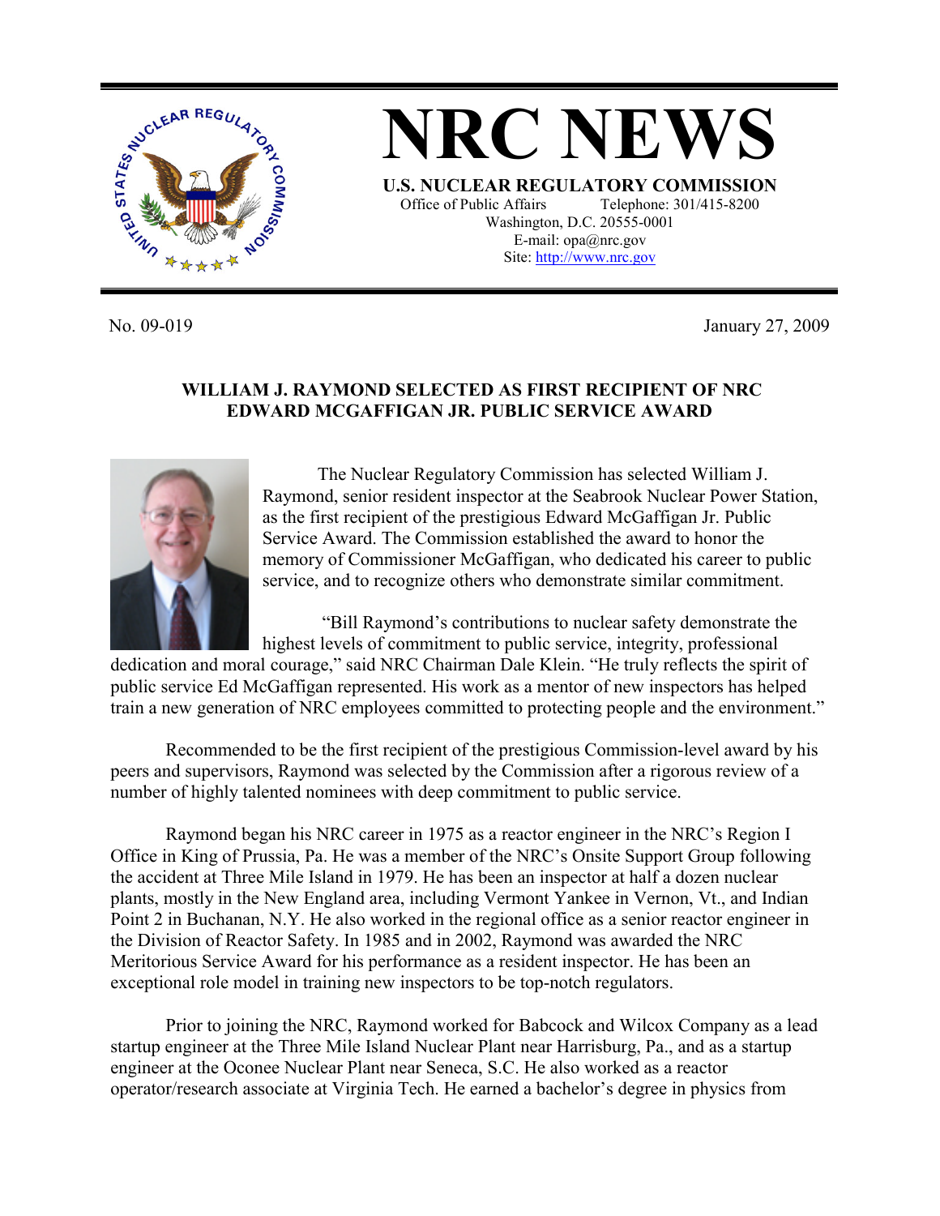# NRC NEWS

**U.S. NUCLEAR REGULATORY COMMISSION**

Office of Public Affairs Telephone: 301/415-8200
Washington, D.C. 20555-0001
E-mail: opa@nrc.gov
Site: http://www.nrc.gov

No. 09-019 January 27, 2009

## WILLIAM J. RAYMOND SELECTED AS FIRST RECIPIENT OF NRC EDWARD MCGAFFIGAN JR. PUBLIC SERVICE AWARD

The Nuclear Regulatory Commission has selected William J. Raymond, senior resident inspector at the Seabrook Nuclear Power Station, as the first recipient of the prestigious Edward McGaffigan Jr. Public Service Award. The Commission established the award to honor the memory of Commissioner McGaffigan, who dedicated his career to public service, and to recognize others who demonstrate similar commitment.

"Bill Raymond's contributions to nuclear safety demonstrate the highest levels of commitment to public service, integrity, professional dedication and moral courage," said NRC Chairman Dale Klein. "He truly reflects the spirit of public service Ed McGaffigan represented. His work as a mentor of new inspectors has helped train a new generation of NRC employees committed to protecting people and the environment."

Recommended to be the first recipient of the prestigious Commission-level award by his peers and supervisors, Raymond was selected by the Commission after a rigorous review of a number of highly talented nominees with deep commitment to public service.

Raymond began his NRC career in 1975 as a reactor engineer in the NRC's Region I Office in King of Prussia, Pa. He was a member of the NRC's Onsite Support Group following the accident at Three Mile Island in 1979. He has been an inspector at half a dozen nuclear plants, mostly in the New England area, including Vermont Yankee in Vernon, Vt., and Indian Point 2 in Buchanan, N.Y. He also worked in the regional office as a senior reactor engineer in the Division of Reactor Safety. In 1985 and in 2002, Raymond was awarded the NRC Meritorious Service Award for his performance as a resident inspector. He has been an exceptional role model in training new inspectors to be top-notch regulators.

Prior to joining the NRC, Raymond worked for Babcock and Wilcox Company as a lead startup engineer at the Three Mile Island Nuclear Plant near Harrisburg, Pa., and as a startup engineer at the Oconee Nuclear Plant near Seneca, S.C. He also worked as a reactor operator/research associate at Virginia Tech. He earned a bachelor's degree in physics from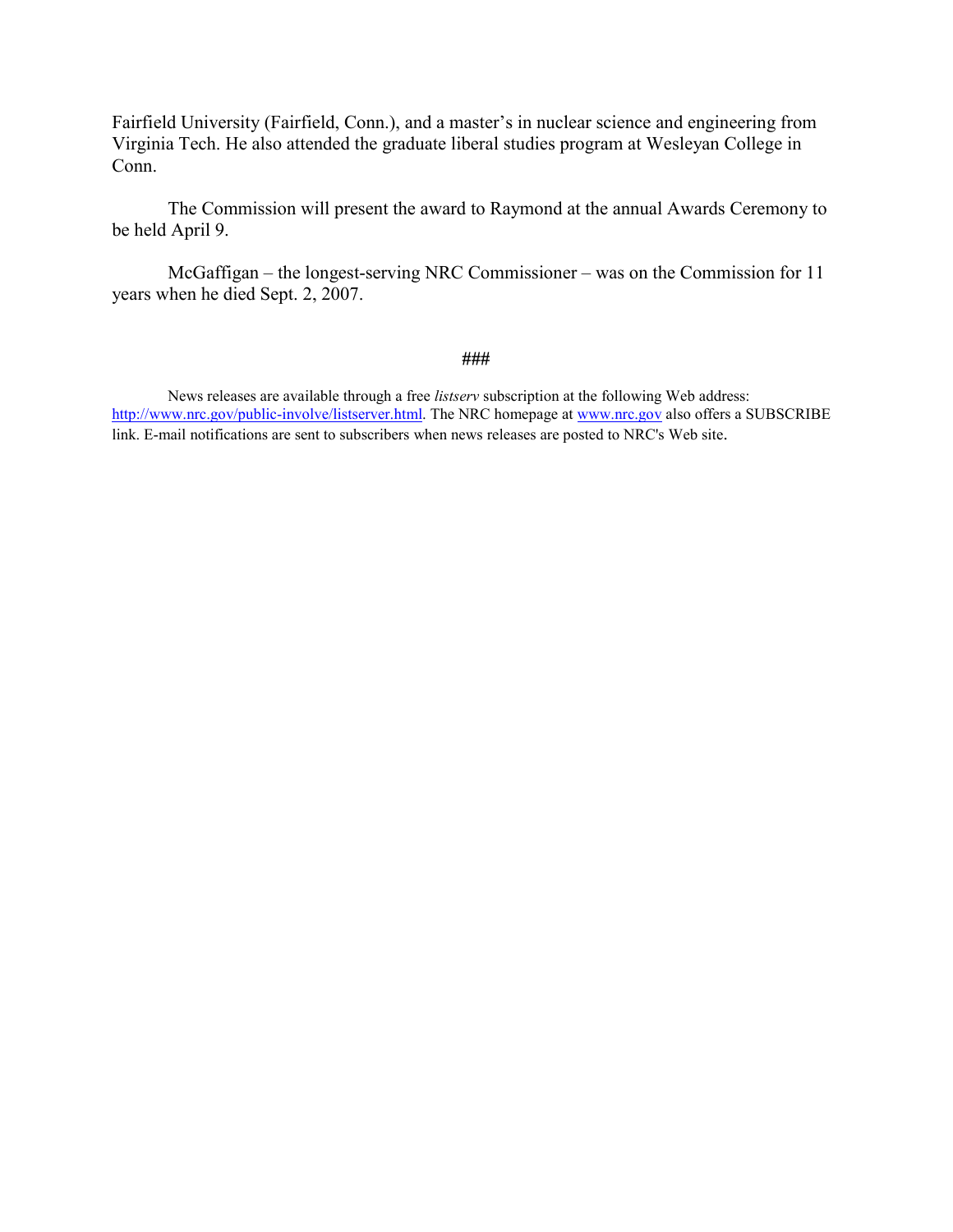Fairfield University (Fairfield, Conn.), and a master's in nuclear science and engineering from Virginia Tech. He also attended the graduate liberal studies program at Wesleyan College in Conn.

The Commission will present the award to Raymond at the annual Awards Ceremony to be held April 9.

McGaffigan – the longest-serving NRC Commissioner – was on the Commission for 11 years when he died Sept. 2, 2007.

###

News releases are available through a free *listserv* subscription at the following Web address: http://www.nrc.gov/public-involve/listserver.html. The NRC homepage at www.nrc.gov also offers a SUBSCRIBE link. E-mail notifications are sent to subscribers when news releases are posted to NRC's Web site.